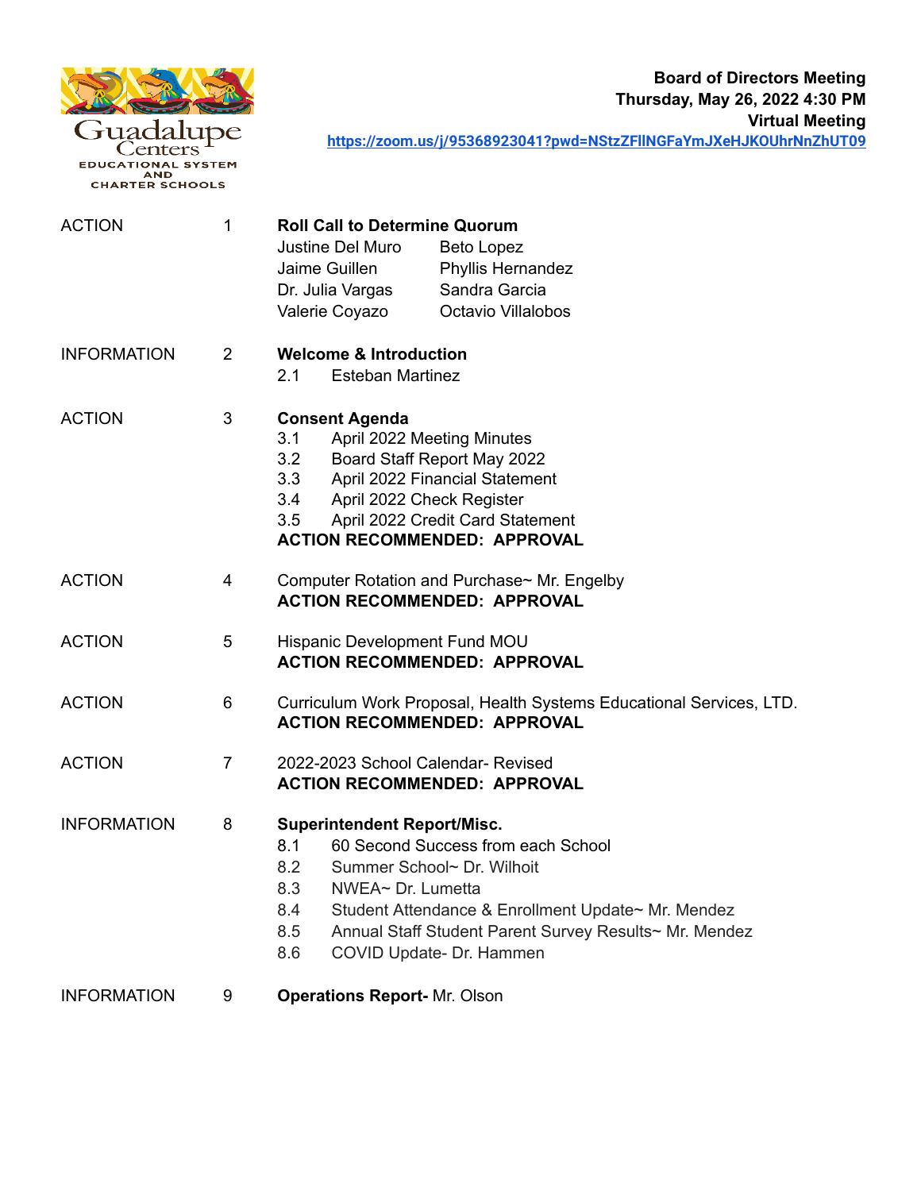Guadalupe Centers
EDUCATIONAL SYSTEM AND CHARTER SCHOOLS

**Board of Directors Meeting**
**Thursday, May 26, 2022 4:30 PM**
**Virtual Meeting**
**https://zoom.us/j/95368923041?pwd=NStzZFlINGFaYmJXeHJKOUhrNnZhUT09**

| | | |
|---|---|---|
| ACTION | 1 | **Roll Call to Determine Quorum**<br>Justine Del Muro — Beto Lopez<br>Jaime Guillen — Phyllis Hernandez<br>Dr. Julia Vargas — Sandra Garcia<br>Valerie Coyazo — Octavio Villalobos |
| INFORMATION | 2 | **Welcome & Introduction**<br>2.1 Esteban Martinez |
| ACTION | 3 | **Consent Agenda**<br>3.1 April 2022 Meeting Minutes<br>3.2 Board Staff Report May 2022<br>3.3 April 2022 Financial Statement<br>3.4 April 2022 Check Register<br>3.5 April 2022 Credit Card Statement<br>**ACTION RECOMMENDED: APPROVAL** |
| ACTION | 4 | Computer Rotation and Purchase~ Mr. Engelby<br>**ACTION RECOMMENDED: APPROVAL** |
| ACTION | 5 | Hispanic Development Fund MOU<br>**ACTION RECOMMENDED: APPROVAL** |
| ACTION | 6 | Curriculum Work Proposal, Health Systems Educational Services, LTD.<br>**ACTION RECOMMENDED: APPROVAL** |
| ACTION | 7 | 2022-2023 School Calendar- Revised<br>**ACTION RECOMMENDED: APPROVAL** |
| INFORMATION | 8 | **Superintendent Report/Misc.**<br>8.1 60 Second Success from each School<br>8.2 Summer School~ Dr. Wilhoit<br>8.3 NWEA~ Dr. Lumetta<br>8.4 Student Attendance & Enrollment Update~ Mr. Mendez<br>8.5 Annual Staff Student Parent Survey Results~ Mr. Mendez<br>8.6 COVID Update- Dr. Hammen |
| INFORMATION | 9 | **Operations Report-** Mr. Olson |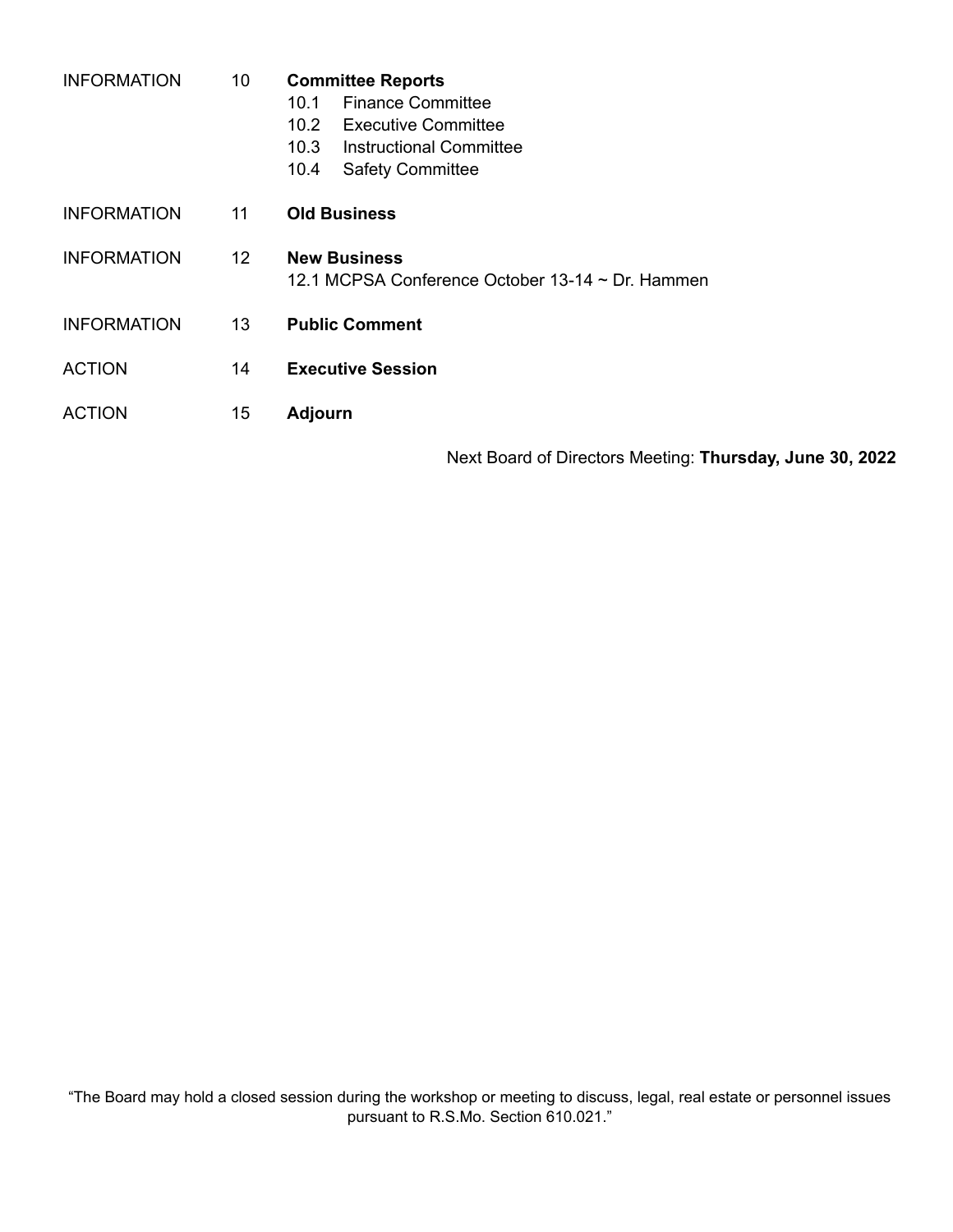| | | |
|---|---|---|
| INFORMATION | 10 | **Committee Reports**<br>10.1 Finance Committee<br>10.2 Executive Committee<br>10.3 Instructional Committee<br>10.4 Safety Committee |
| INFORMATION | 11 | **Old Business** |
| INFORMATION | 12 | **New Business**<br>12.1 MCPSA Conference October 13-14 ~ Dr. Hammen |
| INFORMATION | 13 | **Public Comment** |
| ACTION | 14 | **Executive Session** |
| ACTION | 15 | **Adjourn** |

Next Board of Directors Meeting: **Thursday, June 30, 2022**

"The Board may hold a closed session during the workshop or meeting to discuss, legal, real estate or personnel issues pursuant to R.S.Mo. Section 610.021."